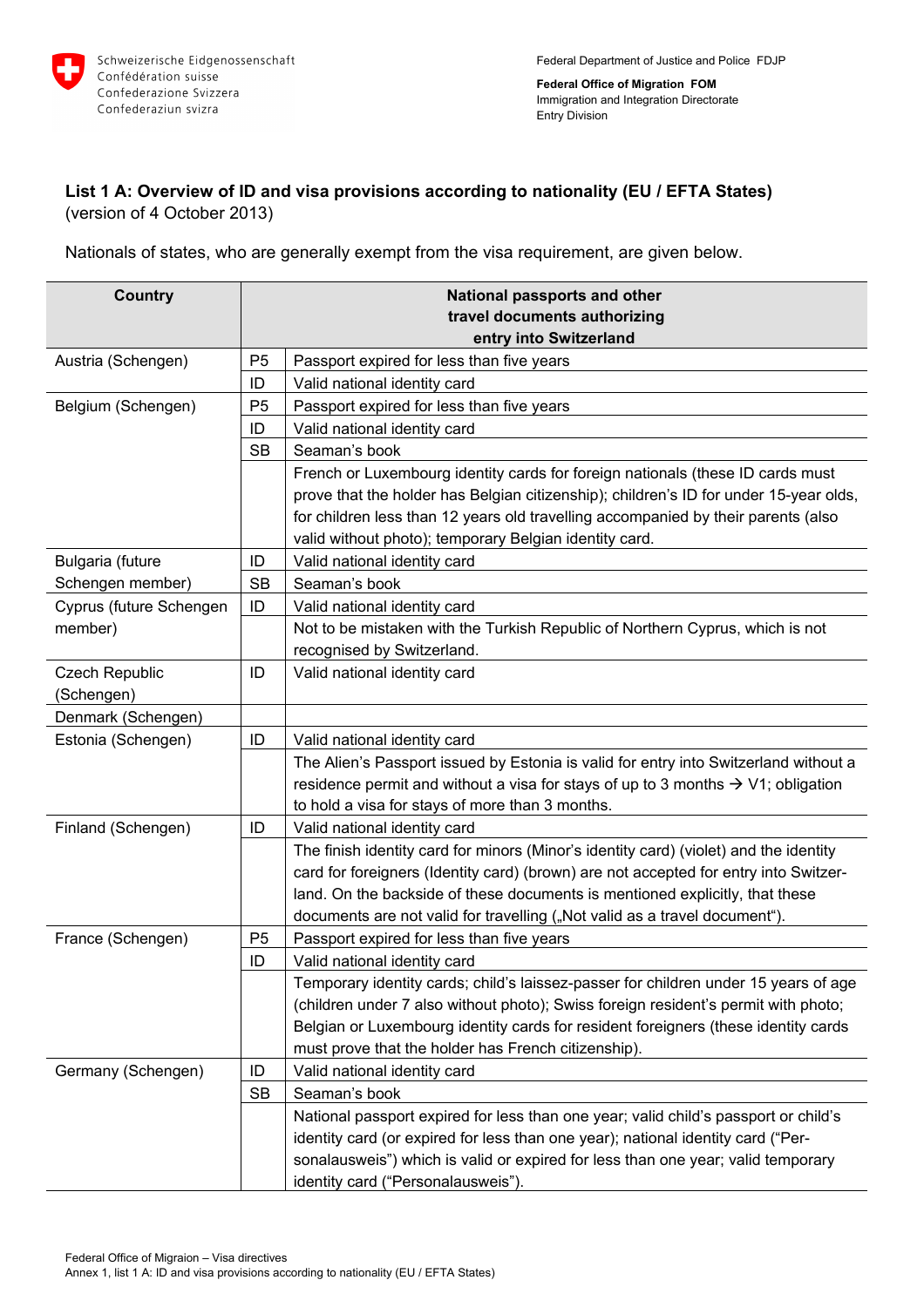Federal Department of Justice and Police FDJP

**Federal Office of Migration FOM**
Immigration and Integration Directorate
Entry Division

## List 1 A: Overview of ID and visa provisions according to nationality (EU / EFTA States)

(version of 4 October 2013)

Nationals of states, who are generally exempt from the visa requirement, are given below.

| Country | National passports and other travel documents authorizing entry into Switzerland | |
|---|---|---|
| Austria (Schengen) | P5 | Passport expired for less than five years |
| | ID | Valid national identity card |
| Belgium (Schengen) | P5 | Passport expired for less than five years |
| | ID | Valid national identity card |
| | SB | Seaman's book |
| | | French or Luxembourg identity cards for foreign nationals (these ID cards must prove that the holder has Belgian citizenship); children's ID for under 15-year olds, for children less than 12 years old travelling accompanied by their parents (also valid without photo); temporary Belgian identity card. |
| Bulgaria (future Schengen member) | ID | Valid national identity card |
| | SB | Seaman's book |
| Cyprus (future Schengen member) | ID | Valid national identity card |
| | | Not to be mistaken with the Turkish Republic of Northern Cyprus, which is not recognised by Switzerland. |
| Czech Republic (Schengen) | ID | Valid national identity card |
| Denmark (Schengen) | | |
| Estonia (Schengen) | ID | Valid national identity card |
| | | The Alien's Passport issued by Estonia is valid for entry into Switzerland without a residence permit and without a visa for stays of up to 3 months → V1; obligation to hold a visa for stays of more than 3 months. |
| Finland (Schengen) | ID | Valid national identity card |
| | | The finish identity card for minors (Minor's identity card) (violet) and the identity card for foreigners (Identity card) (brown) are not accepted for entry into Switzerland. On the backside of these documents is mentioned explicitly, that these documents are not valid for travelling („Not valid as a travel document"). |
| France (Schengen) | P5 | Passport expired for less than five years |
| | ID | Valid national identity card |
| | | Temporary identity cards; child's laissez-passer for children under 15 years of age (children under 7 also without photo); Swiss foreign resident's permit with photo; Belgian or Luxembourg identity cards for resident foreigners (these identity cards must prove that the holder has French citizenship). |
| Germany (Schengen) | ID | Valid national identity card |
| | SB | Seaman's book |
| | | National passport expired for less than one year; valid child's passport or child's identity card (or expired for less than one year); national identity card ("Personalausweis") which is valid or expired for less than one year; valid temporary identity card ("Personalausweis"). |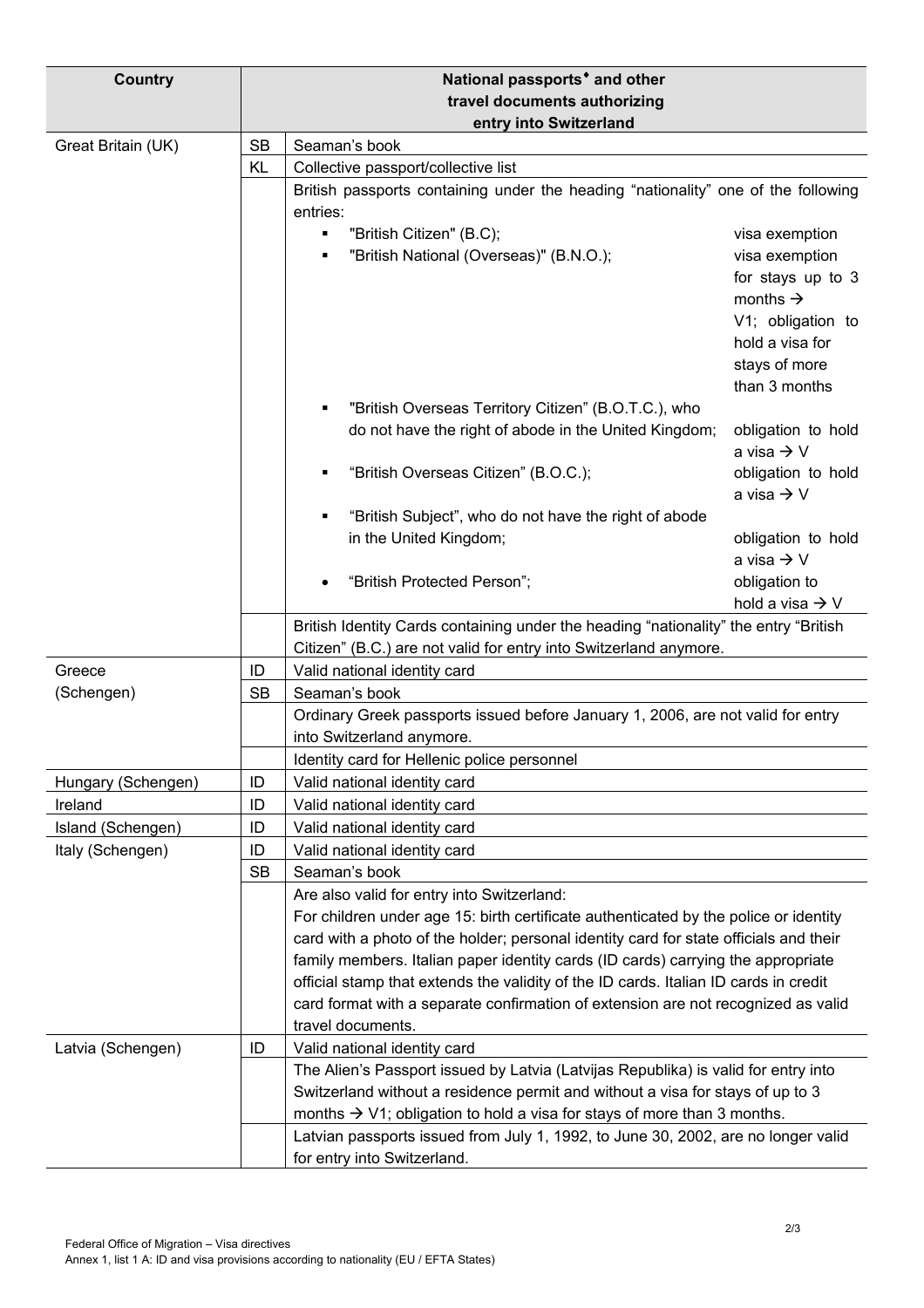| Country | | National passports[•] and other travel documents authorizing entry into Switzerland |
|---|---|---|
| Great Britain (UK) | SB | Seaman's book |
| | KL | Collective passport/collective list |
| | | British passports containing under the heading "nationality" one of the following entries:<br>▪ "British Citizen" (B.C); — visa exemption<br>▪ "British National (Overseas)" (B.N.O.); — visa exemption for stays up to 3 months → V1; obligation to hold a visa for stays of more than 3 months<br>▪ "British Overseas Territory Citizen" (B.O.T.C.), who do not have the right of abode in the United Kingdom; — obligation to hold a visa → V<br>▪ "British Overseas Citizen" (B.O.C.); — obligation to hold a visa → V<br>▪ "British Subject", who do not have the right of abode in the United Kingdom; — obligation to hold a visa → V<br>• "British Protected Person"; — obligation to hold a visa → V |
| | | British Identity Cards containing under the heading "nationality" the entry "British Citizen" (B.C.) are not valid for entry into Switzerland anymore. |
| Greece (Schengen) | ID | Valid national identity card |
| | SB | Seaman's book |
| | | Ordinary Greek passports issued before January 1, 2006, are not valid for entry into Switzerland anymore. |
| | | Identity card for Hellenic police personnel |
| Hungary (Schengen) | ID | Valid national identity card |
| Ireland | ID | Valid national identity card |
| Island (Schengen) | ID | Valid national identity card |
| Italy (Schengen) | ID | Valid national identity card |
| | SB | Seaman's book |
| | | Are also valid for entry into Switzerland:<br>For children under age 15: birth certificate authenticated by the police or identity card with a photo of the holder; personal identity card for state officials and their family members. Italian paper identity cards (ID cards) carrying the appropriate official stamp that extends the validity of the ID cards. Italian ID cards in credit card format with a separate confirmation of extension are not recognized as valid travel documents. |
| Latvia (Schengen) | ID | Valid national identity card |
| | | The Alien's Passport issued by Latvia (Latvijas Republika) is valid for entry into Switzerland without a residence permit and without a visa for stays of up to 3 months → V1; obligation to hold a visa for stays of more than 3 months. |
| | | Latvian passports issued from July 1, 1992, to June 30, 2002, are no longer valid for entry into Switzerland. |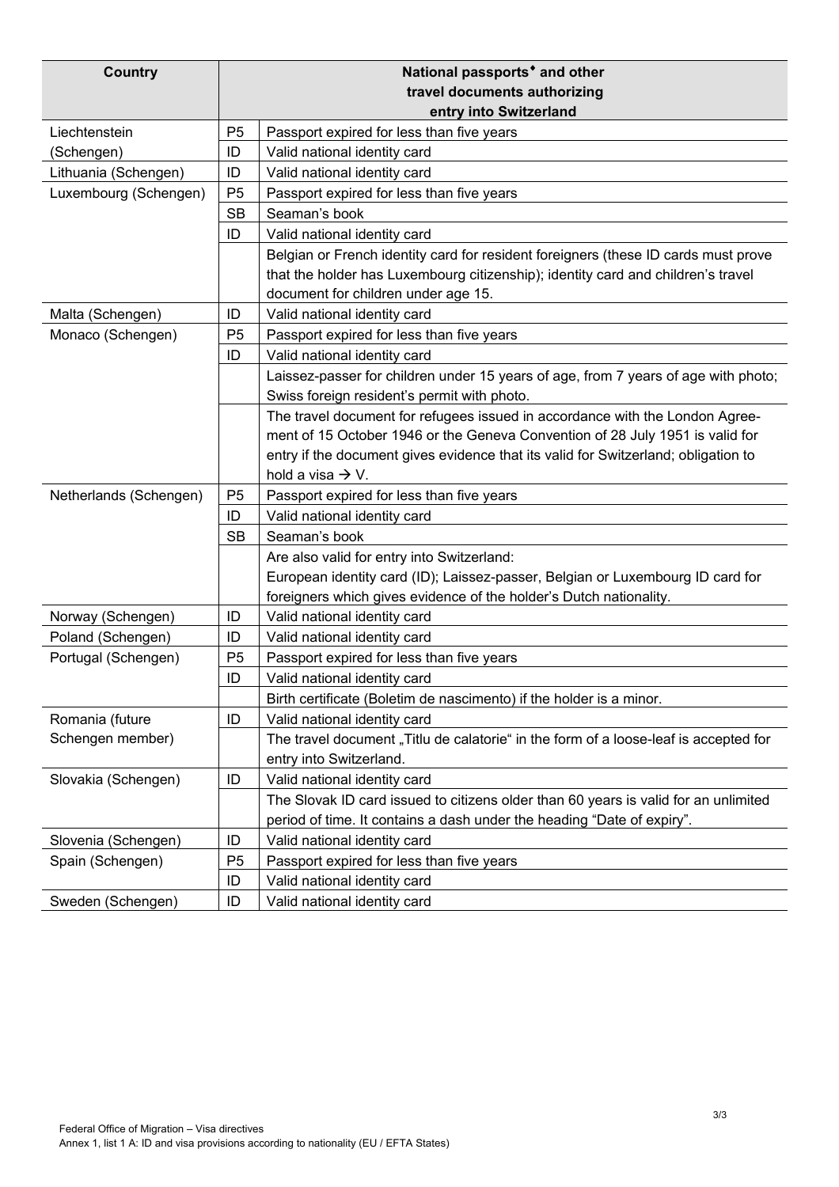| Country | | National passports[♦] and other travel documents authorizing entry into Switzerland |
|---|---|---|
| Liechtenstein (Schengen) | P5 | Passport expired for less than five years |
| | ID | Valid national identity card |
| Lithuania (Schengen) | ID | Valid national identity card |
| Luxembourg (Schengen) | P5 | Passport expired for less than five years |
| | SB | Seaman's book |
| | ID | Valid national identity card |
| | | Belgian or French identity card for resident foreigners (these ID cards must prove that the holder has Luxembourg citizenship); identity card and children's travel document for children under age 15. |
| Malta (Schengen) | ID | Valid national identity card |
| Monaco (Schengen) | P5 | Passport expired for less than five years |
| | ID | Valid national identity card |
| | | Laissez-passer for children under 15 years of age, from 7 years of age with photo; Swiss foreign resident's permit with photo. |
| | | The travel document for refugees issued in accordance with the London Agreement of 15 October 1946 or the Geneva Convention of 28 July 1951 is valid for entry if the document gives evidence that its valid for Switzerland; obligation to hold a visa → V. |
| Netherlands (Schengen) | P5 | Passport expired for less than five years |
| | ID | Valid national identity card |
| | SB | Seaman's book |
| | | Are also valid for entry into Switzerland: European identity card (ID); Laissez-passer, Belgian or Luxembourg ID card for foreigners which gives evidence of the holder's Dutch nationality. |
| Norway (Schengen) | ID | Valid national identity card |
| Poland (Schengen) | ID | Valid national identity card |
| Portugal (Schengen) | P5 | Passport expired for less than five years |
| | ID | Valid national identity card |
| | | Birth certificate (Boletim de nascimento) if the holder is a minor. |
| Romania (future Schengen member) | ID | Valid national identity card |
| | | The travel document „Titlu de calatorie" in the form of a loose-leaf is accepted for entry into Switzerland. |
| Slovakia (Schengen) | ID | Valid national identity card |
| | | The Slovak ID card issued to citizens older than 60 years is valid for an unlimited period of time. It contains a dash under the heading "Date of expiry". |
| Slovenia (Schengen) | ID | Valid national identity card |
| Spain (Schengen) | P5 | Passport expired for less than five years |
| | ID | Valid national identity card |
| Sweden (Schengen) | ID | Valid national identity card |